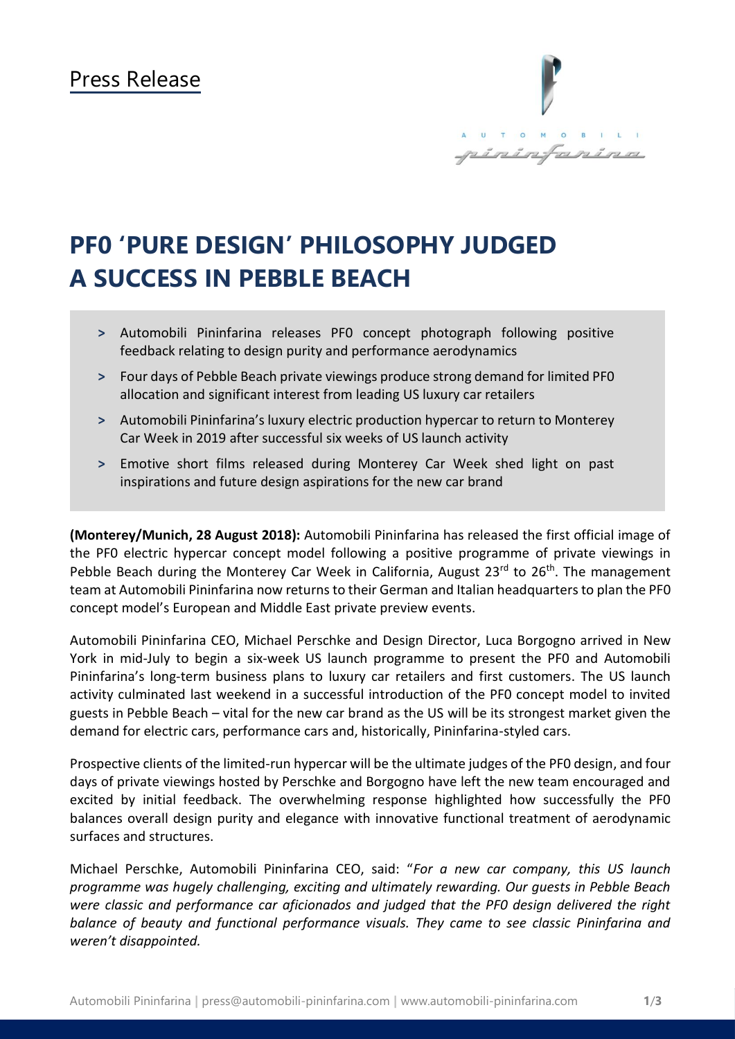Press Release

# PF0 'PURE DESIGN' PHILOSOPHY JUDGED A SUCCESS IN PEBBLE BEACH

- Automobili Pininfarina releases PF0 concept photograph following positive feedback relating to design purity and performance aerodynamics
- Four days of Pebble Beach private viewings produce strong demand for limited PF0 allocation and significant interest from leading US luxury car retailers
- Automobili Pininfarina's luxury electric production hypercar to return to Monterey Car Week in 2019 after successful six weeks of US launch activity
- Emotive short films released during Monterey Car Week shed light on past inspirations and future design aspirations for the new car brand

**(Monterey/Munich, 28 August 2018):** Automobili Pininfarina has released the first official image of the PF0 electric hypercar concept model following a positive programme of private viewings in Pebble Beach during the Monterey Car Week in California, August 23rd to 26th. The management team at Automobili Pininfarina now returns to their German and Italian headquarters to plan the PF0 concept model's European and Middle East private preview events.

Automobili Pininfarina CEO, Michael Perschke and Design Director, Luca Borgogno arrived in New York in mid-July to begin a six-week US launch programme to present the PF0 and Automobili Pininfarina's long-term business plans to luxury car retailers and first customers. The US launch activity culminated last weekend in a successful introduction of the PF0 concept model to invited guests in Pebble Beach – vital for the new car brand as the US will be its strongest market given the demand for electric cars, performance cars and, historically, Pininfarina-styled cars.

Prospective clients of the limited-run hypercar will be the ultimate judges of the PF0 design, and four days of private viewings hosted by Perschke and Borgogno have left the new team encouraged and excited by initial feedback. The overwhelming response highlighted how successfully the PF0 balances overall design purity and elegance with innovative functional treatment of aerodynamic surfaces and structures.

Michael Perschke, Automobili Pininfarina CEO, said: "*For a new car company, this US launch programme was hugely challenging, exciting and ultimately rewarding. Our guests in Pebble Beach were classic and performance car aficionados and judged that the PF0 design delivered the right balance of beauty and functional performance visuals. They came to see classic Pininfarina and weren't disappointed.*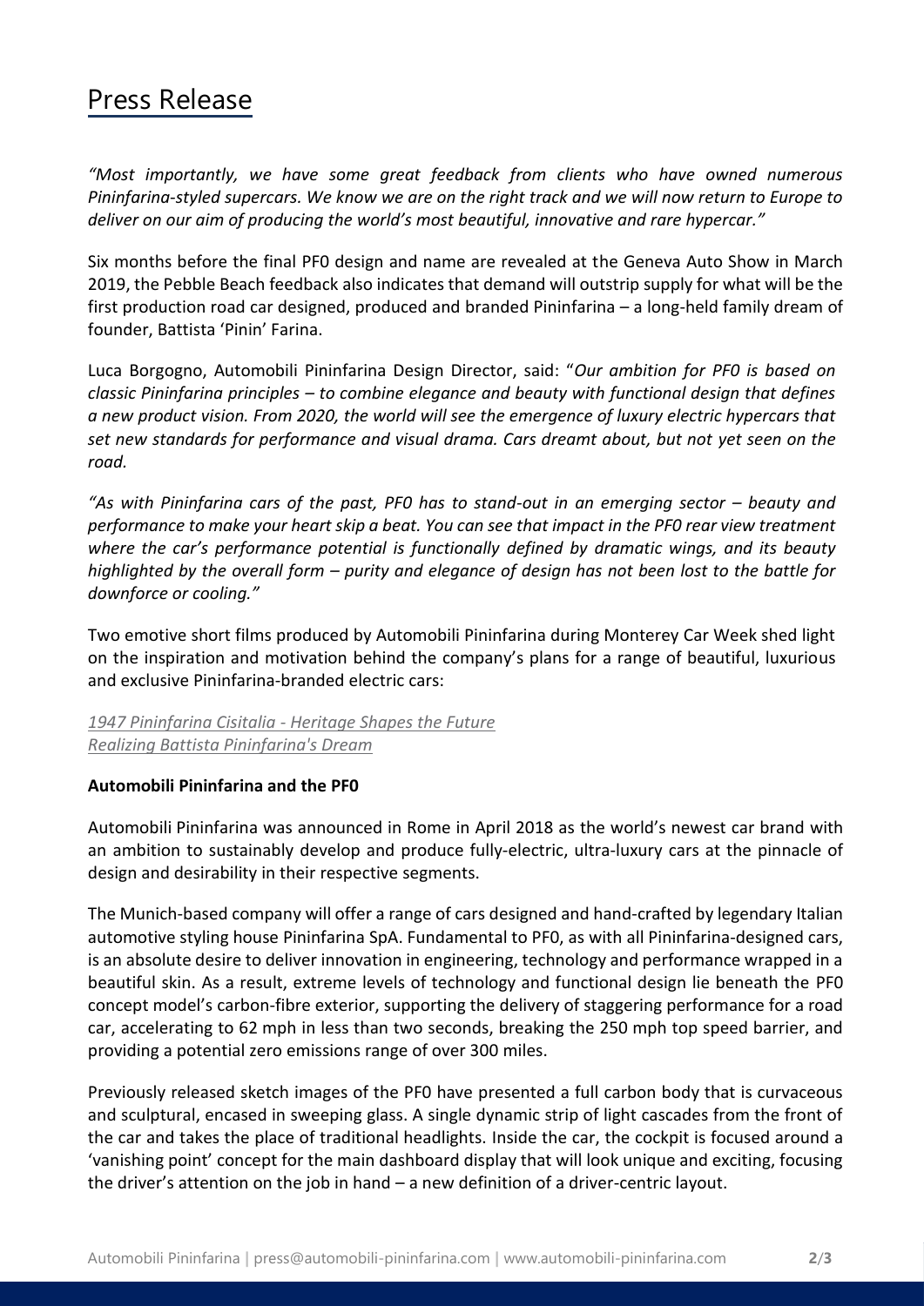# Press Release

*"Most importantly, we have some great feedback from clients who have owned numerous Pininfarina-styled supercars. We know we are on the right track and we will now return to Europe to deliver on our aim of producing the world's most beautiful, innovative and rare hypercar."*

Six months before the final PF0 design and name are revealed at the Geneva Auto Show in March 2019, the Pebble Beach feedback also indicates that demand will outstrip supply for what will be the first production road car designed, produced and branded Pininfarina – a long-held family dream of founder, Battista 'Pinin' Farina.

Luca Borgogno, Automobili Pininfarina Design Director, said: "*Our ambition for PF0 is based on classic Pininfarina principles – to combine elegance and beauty with functional design that defines a new product vision. From 2020, the world will see the emergence of luxury electric hypercars that set new standards for performance and visual drama. Cars dreamt about, but not yet seen on the road.*

*"As with Pininfarina cars of the past, PF0 has to stand-out in an emerging sector – beauty and performance to make your heart skip a beat. You can see that impact in the PF0 rear view treatment where the car's performance potential is functionally defined by dramatic wings, and its beauty highlighted by the overall form – purity and elegance of design has not been lost to the battle for downforce or cooling."*

Two emotive short films produced by Automobili Pininfarina during Monterey Car Week shed light on the inspiration and motivation behind the company's plans for a range of beautiful, luxurious and exclusive Pininfarina-branded electric cars:

*1947 Pininfarina Cisitalia - Heritage Shapes the Future*
*Realizing Battista Pininfarina's Dream*

**Automobili Pininfarina and the PF0**

Automobili Pininfarina was announced in Rome in April 2018 as the world's newest car brand with an ambition to sustainably develop and produce fully-electric, ultra-luxury cars at the pinnacle of design and desirability in their respective segments.

The Munich-based company will offer a range of cars designed and hand-crafted by legendary Italian automotive styling house Pininfarina SpA. Fundamental to PF0, as with all Pininfarina-designed cars, is an absolute desire to deliver innovation in engineering, technology and performance wrapped in a beautiful skin. As a result, extreme levels of technology and functional design lie beneath the PF0 concept model's carbon-fibre exterior, supporting the delivery of staggering performance for a road car, accelerating to 62 mph in less than two seconds, breaking the 250 mph top speed barrier, and providing a potential zero emissions range of over 300 miles.

Previously released sketch images of the PF0 have presented a full carbon body that is curvaceous and sculptural, encased in sweeping glass. A single dynamic strip of light cascades from the front of the car and takes the place of traditional headlights. Inside the car, the cockpit is focused around a 'vanishing point' concept for the main dashboard display that will look unique and exciting, focusing the driver's attention on the job in hand – a new definition of a driver-centric layout.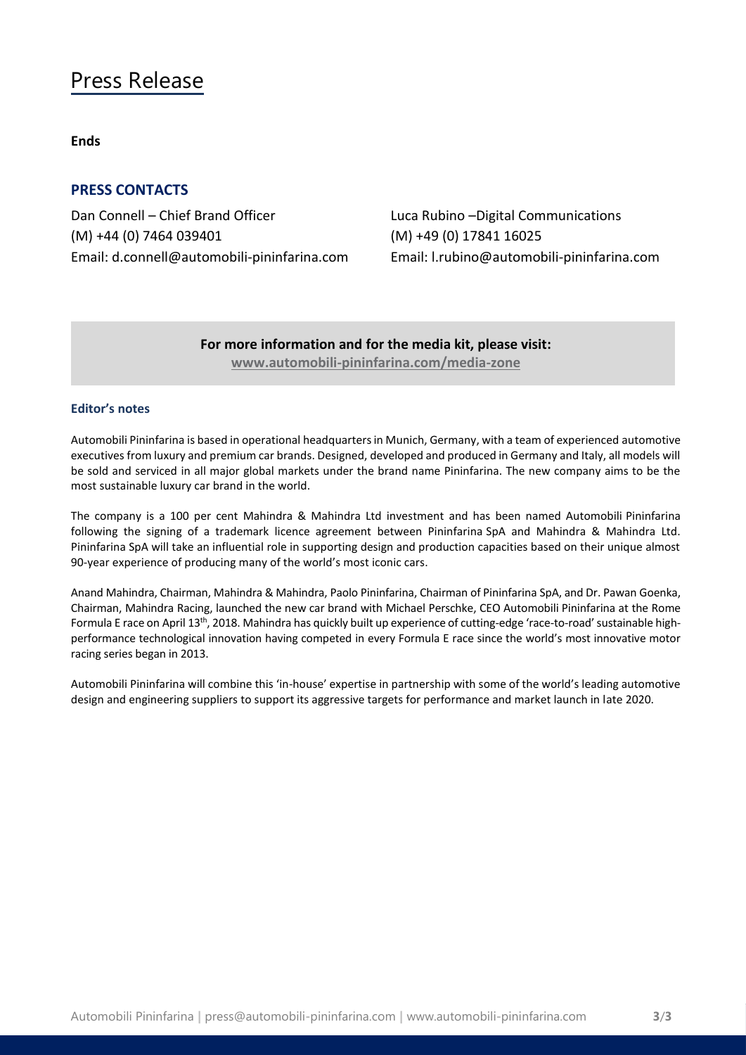# Press Release

**Ends**

## PRESS CONTACTS

Dan Connell – Chief Brand Officer
(M) +44 (0) 7464 039401
Email: d.connell@automobili-pininfarina.com

Luca Rubino –Digital Communications
(M) +49 (0) 17841 16025
Email: l.rubino@automobili-pininfarina.com

**For more information and for the media kit, please visit:**
**www.automobili-pininfarina.com/media-zone**

### Editor's notes

Automobili Pininfarina is based in operational headquarters in Munich, Germany, with a team of experienced automotive executives from luxury and premium car brands. Designed, developed and produced in Germany and Italy, all models will be sold and serviced in all major global markets under the brand name Pininfarina. The new company aims to be the most sustainable luxury car brand in the world.

The company is a 100 per cent Mahindra & Mahindra Ltd investment and has been named Automobili Pininfarina following the signing of a trademark licence agreement between Pininfarina SpA and Mahindra & Mahindra Ltd. Pininfarina SpA will take an influential role in supporting design and production capacities based on their unique almost 90-year experience of producing many of the world's most iconic cars.

Anand Mahindra, Chairman, Mahindra & Mahindra, Paolo Pininfarina, Chairman of Pininfarina SpA, and Dr. Pawan Goenka, Chairman, Mahindra Racing, launched the new car brand with Michael Perschke, CEO Automobili Pininfarina at the Rome Formula E race on April 13th, 2018. Mahindra has quickly built up experience of cutting-edge 'race-to-road' sustainable high-performance technological innovation having competed in every Formula E race since the world's most innovative motor racing series began in 2013.

Automobili Pininfarina will combine this 'in-house' expertise in partnership with some of the world's leading automotive design and engineering suppliers to support its aggressive targets for performance and market launch in late 2020.